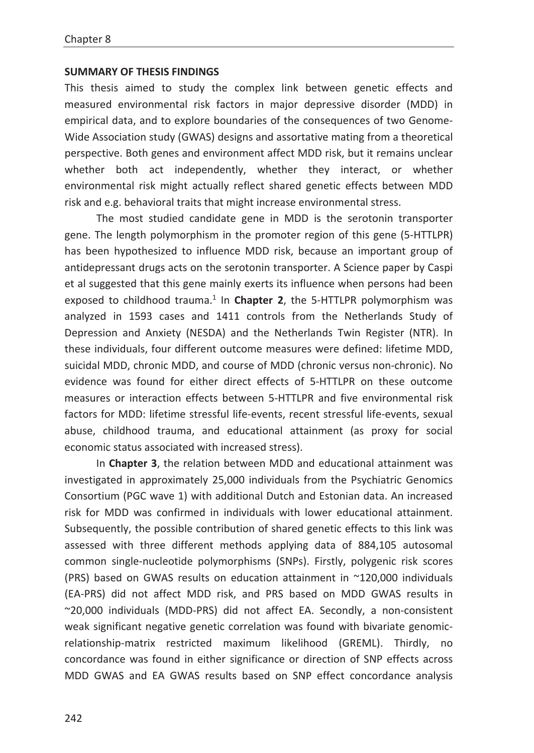## SUMMARY OF THESIS FINDINGS

This thesis aimed to study the complex link between genetic effects and measured environmental risk factors in major depressive disorder (MDD) in empirical data, and to explore boundaries of the consequences of two Genome-Wide Association study (GWAS) designs and assortative mating from a theoretical perspective. Both genes and environment affect MDD risk, but it remains unclear whether both act independently, whether they interact, or whether environmental risk might actually reflect shared genetic effects between MDD risk and e.g. behavioral traits that might increase environmental stress.

The most studied candidate gene in MDD is the serotonin transporter gene. The length polymorphism in the promoter region of this gene (5-HTTLPR) has been hypothesized to influence MDD risk, because an important group of antidepressant drugs acts on the serotonin transporter. A Science paper by Caspi et al suggested that this gene mainly exerts its influence when persons had been exposed to childhood trauma.[1] In **Chapter 2**, the 5-HTTLPR polymorphism was analyzed in 1593 cases and 1411 controls from the Netherlands Study of Depression and Anxiety (NESDA) and the Netherlands Twin Register (NTR). In these individuals, four different outcome measures were defined: lifetime MDD, suicidal MDD, chronic MDD, and course of MDD (chronic versus non-chronic). No evidence was found for either direct effects of 5-HTTLPR on these outcome measures or interaction effects between 5-HTTLPR and five environmental risk factors for MDD: lifetime stressful life-events, recent stressful life-events, sexual abuse, childhood trauma, and educational attainment (as proxy for social economic status associated with increased stress).

In **Chapter 3**, the relation between MDD and educational attainment was investigated in approximately 25,000 individuals from the Psychiatric Genomics Consortium (PGC wave 1) with additional Dutch and Estonian data. An increased risk for MDD was confirmed in individuals with lower educational attainment. Subsequently, the possible contribution of shared genetic effects to this link was assessed with three different methods applying data of 884,105 autosomal common single-nucleotide polymorphisms (SNPs). Firstly, polygenic risk scores (PRS) based on GWAS results on education attainment in ~120,000 individuals (EA-PRS) did not affect MDD risk, and PRS based on MDD GWAS results in ~20,000 individuals (MDD-PRS) did not affect EA. Secondly, a non-consistent weak significant negative genetic correlation was found with bivariate genomic-relationship-matrix restricted maximum likelihood (GREML). Thirdly, no concordance was found in either significance or direction of SNP effects across MDD GWAS and EA GWAS results based on SNP effect concordance analysis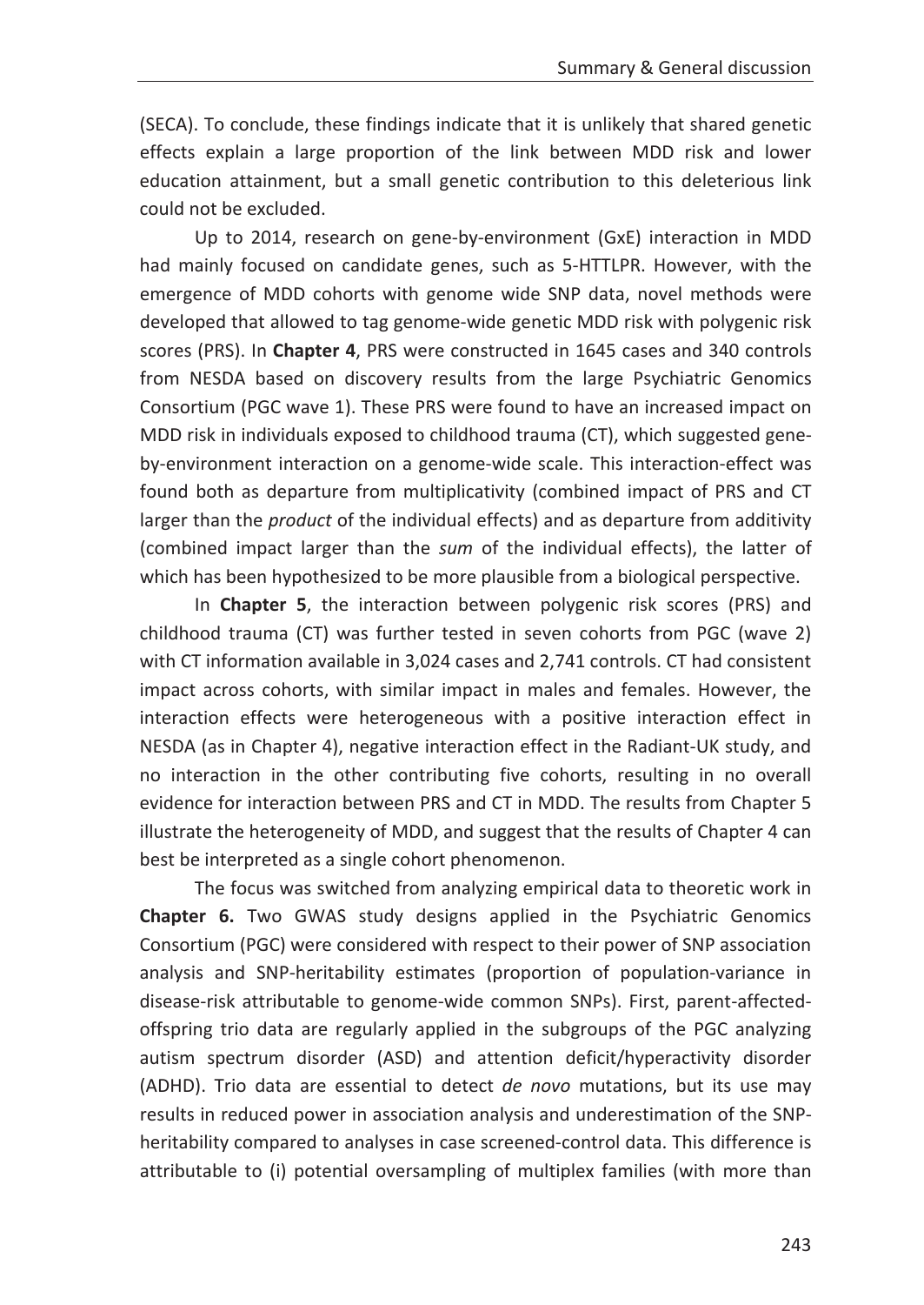(SECA). To conclude, these findings indicate that it is unlikely that shared genetic effects explain a large proportion of the link between MDD risk and lower education attainment, but a small genetic contribution to this deleterious link could not be excluded.

Up to 2014, research on gene-by-environment (GxE) interaction in MDD had mainly focused on candidate genes, such as 5-HTTLPR. However, with the emergence of MDD cohorts with genome wide SNP data, novel methods were developed that allowed to tag genome-wide genetic MDD risk with polygenic risk scores (PRS). In **Chapter 4**, PRS were constructed in 1645 cases and 340 controls from NESDA based on discovery results from the large Psychiatric Genomics Consortium (PGC wave 1). These PRS were found to have an increased impact on MDD risk in individuals exposed to childhood trauma (CT), which suggested gene-by-environment interaction on a genome-wide scale. This interaction-effect was found both as departure from multiplicativity (combined impact of PRS and CT larger than the *product* of the individual effects) and as departure from additivity (combined impact larger than the *sum* of the individual effects), the latter of which has been hypothesized to be more plausible from a biological perspective.

In **Chapter 5**, the interaction between polygenic risk scores (PRS) and childhood trauma (CT) was further tested in seven cohorts from PGC (wave 2) with CT information available in 3,024 cases and 2,741 controls. CT had consistent impact across cohorts, with similar impact in males and females. However, the interaction effects were heterogeneous with a positive interaction effect in NESDA (as in Chapter 4), negative interaction effect in the Radiant-UK study, and no interaction in the other contributing five cohorts, resulting in no overall evidence for interaction between PRS and CT in MDD. The results from Chapter 5 illustrate the heterogeneity of MDD, and suggest that the results of Chapter 4 can best be interpreted as a single cohort phenomenon.

The focus was switched from analyzing empirical data to theoretic work in **Chapter 6.** Two GWAS study designs applied in the Psychiatric Genomics Consortium (PGC) were considered with respect to their power of SNP association analysis and SNP-heritability estimates (proportion of population-variance in disease-risk attributable to genome-wide common SNPs). First, parent-affected-offspring trio data are regularly applied in the subgroups of the PGC analyzing autism spectrum disorder (ASD) and attention deficit/hyperactivity disorder (ADHD). Trio data are essential to detect *de novo* mutations, but its use may results in reduced power in association analysis and underestimation of the SNP-heritability compared to analyses in case screened-control data. This difference is attributable to (i) potential oversampling of multiplex families (with more than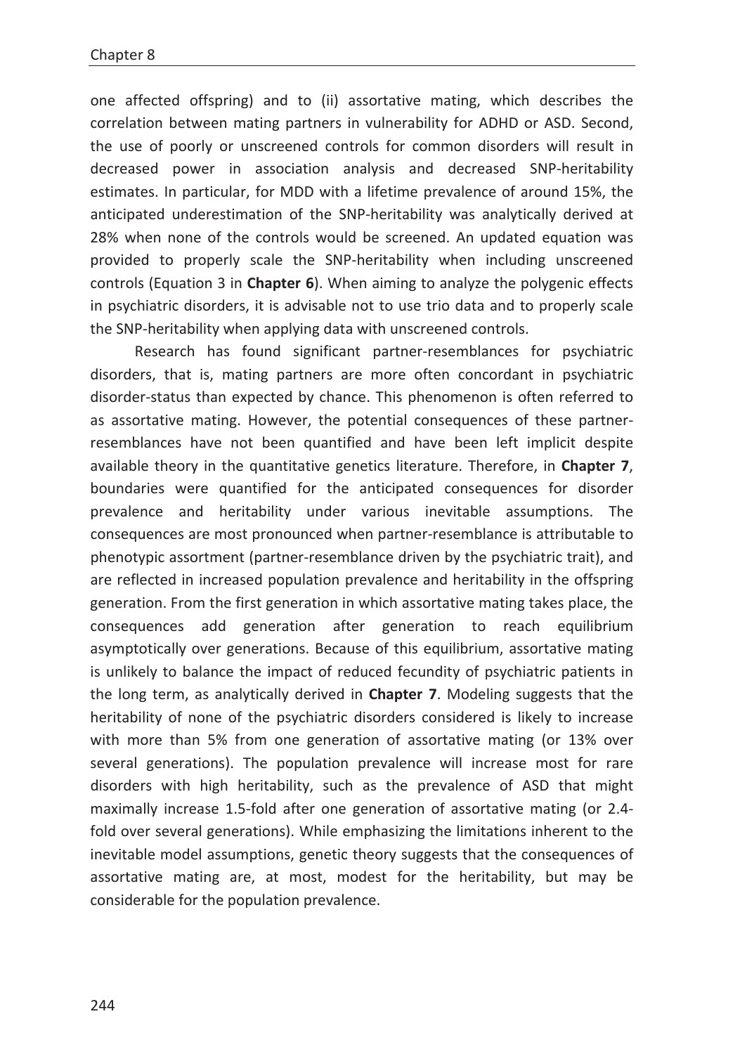one affected offspring) and to (ii) assortative mating, which describes the correlation between mating partners in vulnerability for ADHD or ASD. Second, the use of poorly or unscreened controls for common disorders will result in decreased power in association analysis and decreased SNP-heritability estimates. In particular, for MDD with a lifetime prevalence of around 15%, the anticipated underestimation of the SNP-heritability was analytically derived at 28% when none of the controls would be screened. An updated equation was provided to properly scale the SNP-heritability when including unscreened controls (Equation 3 in **Chapter 6**). When aiming to analyze the polygenic effects in psychiatric disorders, it is advisable not to use trio data and to properly scale the SNP-heritability when applying data with unscreened controls.

Research has found significant partner-resemblances for psychiatric disorders, that is, mating partners are more often concordant in psychiatric disorder-status than expected by chance. This phenomenon is often referred to as assortative mating. However, the potential consequences of these partner-resemblances have not been quantified and have been left implicit despite available theory in the quantitative genetics literature. Therefore, in **Chapter 7**, boundaries were quantified for the anticipated consequences for disorder prevalence and heritability under various inevitable assumptions. The consequences are most pronounced when partner-resemblance is attributable to phenotypic assortment (partner-resemblance driven by the psychiatric trait), and are reflected in increased population prevalence and heritability in the offspring generation. From the first generation in which assortative mating takes place, the consequences add generation after generation to reach equilibrium asymptotically over generations. Because of this equilibrium, assortative mating is unlikely to balance the impact of reduced fecundity of psychiatric patients in the long term, as analytically derived in **Chapter 7**. Modeling suggests that the heritability of none of the psychiatric disorders considered is likely to increase with more than 5% from one generation of assortative mating (or 13% over several generations). The population prevalence will increase most for rare disorders with high heritability, such as the prevalence of ASD that might maximally increase 1.5-fold after one generation of assortative mating (or 2.4-fold over several generations). While emphasizing the limitations inherent to the inevitable model assumptions, genetic theory suggests that the consequences of assortative mating are, at most, modest for the heritability, but may be considerable for the population prevalence.